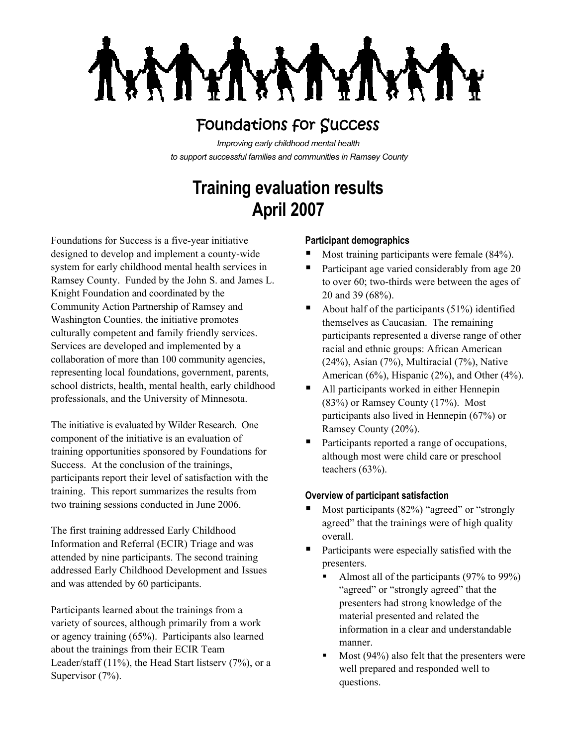# Foundations for Success

*Improving early childhood mental health to support successful families and communities in Ramsey County*

# Training evaluation results April 2007

Foundations for Success is a five-year initiative designed to develop and implement a county-wide system for early childhood mental health services in Ramsey County. Funded by the John S. and James L. Knight Foundation and coordinated by the Community Action Partnership of Ramsey and Washington Counties, the initiative promotes culturally competent and family friendly services. Services are developed and implemented by a collaboration of more than 100 community agencies, representing local foundations, government, parents, school districts, health, mental health, early childhood professionals, and the University of Minnesota.

The initiative is evaluated by Wilder Research. One component of the initiative is an evaluation of training opportunities sponsored by Foundations for Success. At the conclusion of the trainings, participants report their level of satisfaction with the training. This report summarizes the results from two training sessions conducted in June 2006.

The first training addressed Early Childhood Information and Referral (ECIR) Triage and was attended by nine participants. The second training addressed Early Childhood Development and Issues and was attended by 60 participants.

Participants learned about the trainings from a variety of sources, although primarily from a work or agency training (65%). Participants also learned about the trainings from their ECIR Team Leader/staff (11%), the Head Start listserv (7%), or a Supervisor (7%).

### Participant demographics

- Most training participants were female (84%).
- Participant age varied considerably from age 20 to over 60; two-thirds were between the ages of 20 and 39 (68%).
- About half of the participants (51%) identified themselves as Caucasian. The remaining participants represented a diverse range of other racial and ethnic groups: African American (24%), Asian (7%), Multiracial (7%), Native American (6%), Hispanic (2%), and Other (4%).
- All participants worked in either Hennepin (83%) or Ramsey County (17%). Most participants also lived in Hennepin (67%) or Ramsey County (20%).
- Participants reported a range of occupations, although most were child care or preschool teachers (63%).

### Overview of participant satisfaction

- Most participants (82%) "agreed" or "strongly agreed" that the trainings were of high quality overall.
- Participants were especially satisfied with the presenters.
  - Almost all of the participants (97% to 99%) "agreed" or "strongly agreed" that the presenters had strong knowledge of the material presented and related the information in a clear and understandable manner.
  - Most (94%) also felt that the presenters were well prepared and responded well to questions.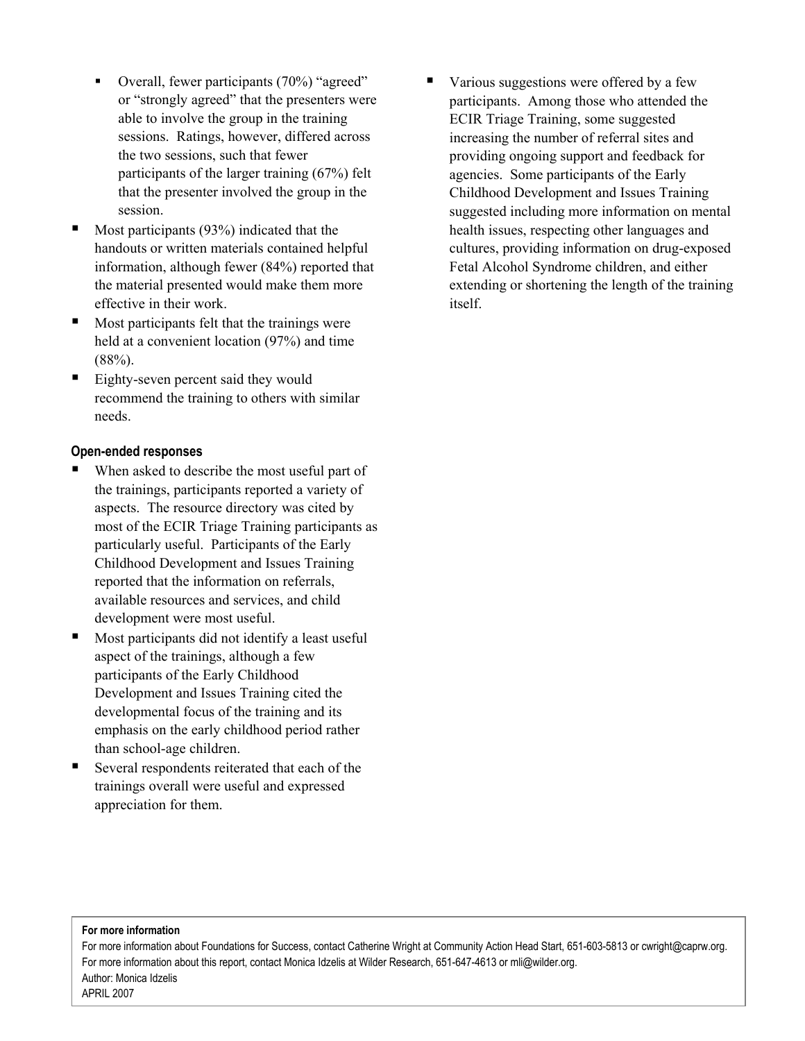- Overall, fewer participants (70%) "agreed" or "strongly agreed" that the presenters were able to involve the group in the training sessions. Ratings, however, differed across the two sessions, such that fewer participants of the larger training (67%) felt that the presenter involved the group in the session.

- Most participants (93%) indicated that the handouts or written materials contained helpful information, although fewer (84%) reported that the material presented would make them more effective in their work.
- Most participants felt that the trainings were held at a convenient location (97%) and time (88%).
- Eighty-seven percent said they would recommend the training to others with similar needs.

**Open-ended responses**

- When asked to describe the most useful part of the trainings, participants reported a variety of aspects. The resource directory was cited by most of the ECIR Triage Training participants as particularly useful. Participants of the Early Childhood Development and Issues Training reported that the information on referrals, available resources and services, and child development were most useful.
- Most participants did not identify a least useful aspect of the trainings, although a few participants of the Early Childhood Development and Issues Training cited the developmental focus of the training and its emphasis on the early childhood period rather than school-age children.
- Several respondents reiterated that each of the trainings overall were useful and expressed appreciation for them.
- Various suggestions were offered by a few participants. Among those who attended the ECIR Triage Training, some suggested increasing the number of referral sites and providing ongoing support and feedback for agencies. Some participants of the Early Childhood Development and Issues Training suggested including more information on mental health issues, respecting other languages and cultures, providing information on drug-exposed Fetal Alcohol Syndrome children, and either extending or shortening the length of the training itself.

**For more information**

For more information about Foundations for Success, contact Catherine Wright at Community Action Head Start, 651-603-5813 or cwright@caprw.org.
For more information about this report, contact Monica Idzelis at Wilder Research, 651-647-4613 or mli@wilder.org.
Author: Monica Idzelis
APRIL 2007